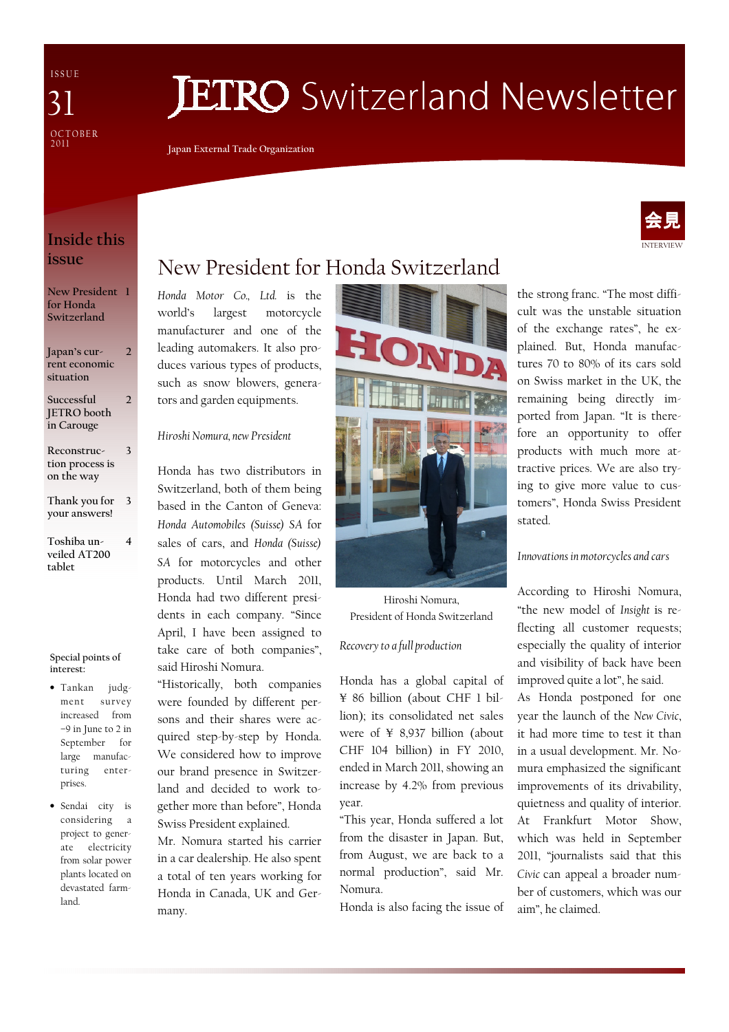ISSUE 31

OCTOBER 2011

# JETRO Switzerland Newsletter

Japan External Trade Organization

## Inside this issue

- New President for Honda Switzerland — 1
- Japan's current economic situation — 2
- Successful JETRO booth in Carouge — 2
- Reconstruction process is on the way — 3
- Thank you for your answers! — 3
- Toshiba unveiled AT200 tablet — 4

**Special points of interest:**

- Tankan judgment survey increased from −9 in June to 2 in September for large manufacturing enterprises.
- Sendai city is considering a project to generate electricity from solar power plants located on devastated farmland.

会見 INTERVIEW

# New President for Honda Switzerland

*Honda Motor Co., Ltd.* is the world's largest motorcycle manufacturer and one of the leading automakers. It also produces various types of products, such as snow blowers, generators and garden equipments.

*Hiroshi Nomura, new President*

Honda has two distributors in Switzerland, both of them being based in the Canton of Geneva: *Honda Automobiles (Suisse) SA* for sales of cars, and *Honda (Suisse) SA* for motorcycles and other products. Until March 2011, Honda had two different presidents in each company. "Since April, I have been assigned to take care of both companies", said Hiroshi Nomura.

"Historically, both companies were founded by different persons and their shares were acquired step-by-step by Honda. We considered how to improve our brand presence in Switzerland and decided to work together more than before", Honda Swiss President explained.

Mr. Nomura started his carrier in a car dealership. He also spent a total of ten years working for Honda in Canada, UK and Germany.

Hiroshi Nomura, President of Honda Switzerland

*Recovery to a full production*

Honda has a global capital of ¥ 86 billion (about CHF 1 billion); its consolidated net sales were of ¥ 8,937 billion (about CHF 104 billion) in FY 2010, ended in March 2011, showing an increase by 4.2% from previous year.

"This year, Honda suffered a lot from the disaster in Japan. But, from August, we are back to a normal production", said Mr. Nomura.

Honda is also facing the issue of the strong franc. "The most difficult was the unstable situation of the exchange rates", he explained. But, Honda manufactures 70 to 80% of its cars sold on Swiss market in the UK, the remaining being directly imported from Japan. "It is therefore an opportunity to offer products with much more attractive prices. We are also trying to give more value to customers", Honda Swiss President stated.

*Innovations in motorcycles and cars*

According to Hiroshi Nomura, "the new model of *Insight* is reflecting all customer requests; especially the quality of interior and visibility of back have been improved quite a lot", he said.

As Honda postponed for one year the launch of the *New Civic*, it had more time to test it than in a usual development. Mr. Nomura emphasized the significant improvements of its drivability, quietness and quality of interior. At Frankfurt Motor Show, which was held in September 2011, "journalists said that this *Civic* can appeal a broader number of customers, which was our aim", he claimed.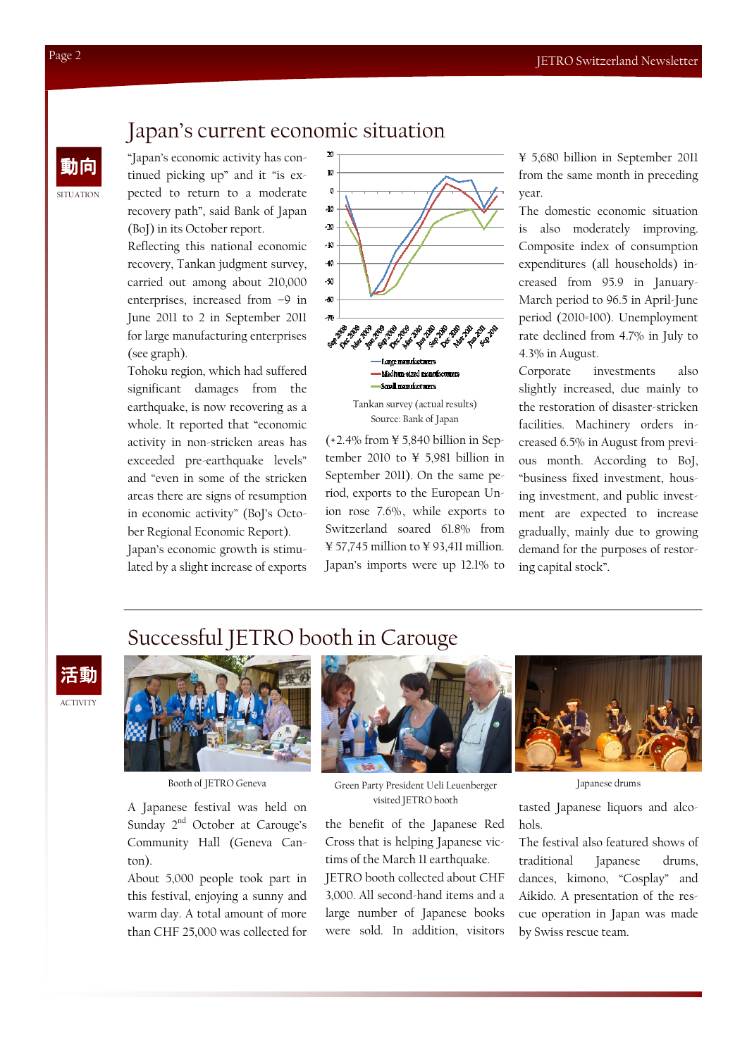# Japan's current economic situation

動向
SITUATION

"Japan's economic activity has continued picking up" and it "is expected to return to a moderate recovery path", said Bank of Japan (BoJ) in its October report.

Reflecting this national economic recovery, Tankan judgment survey, carried out among about 210,000 enterprises, increased from −9 in June 2011 to 2 in September 2011 for large manufacturing enterprises (see graph).

Tohoku region, which had suffered significant damages from the earthquake, is now recovering as a whole. It reported that "economic activity in non-stricken areas has exceeded pre-earthquake levels" and "even in some of the stricken areas there are signs of resumption in economic activity" (BoJ's October Regional Economic Report).

Japan's economic growth is stimulated by a slight increase of exports (+2.4% from ¥ 5,840 billion in September 2010 to ¥ 5,981 billion in September 2011). On the same period, exports to the European Union rose 7.6%, while exports to Switzerland soared 61.8% from ¥ 57,745 million to ¥ 93,411 million. Japan's imports were up 12.1% to ¥ 5,680 billion in September 2011 from the same month in preceding year.

Tankan survey (actual results)
Source: Bank of Japan

The domestic economic situation is also moderately improving. Composite index of consumption expenditures (all households) increased from 95.9 in January-March period to 96.5 in April-June period (2010=100). Unemployment rate declined from 4.7% in July to 4.3% in August.

Corporate investments also slightly increased, due mainly to the restoration of disaster-stricken facilities. Machinery orders increased 6.5% in August from previous month. According to BoJ, "business fixed investment, housing investment, and public investment are expected to increase gradually, mainly due to growing demand for the purposes of restoring capital stock".

# Successful JETRO booth in Carouge

活動
ACTIVITY

Booth of JETRO Geneva

Green Party President Ueli Leuenberger visited JETRO booth

Japanese drums

A Japanese festival was held on Sunday 2nd October at Carouge's Community Hall (Geneva Canton).

About 5,000 people took part in this festival, enjoying a sunny and warm day. A total amount of more than CHF 25,000 was collected for the benefit of the Japanese Red Cross that is helping Japanese victims of the March 11 earthquake.

JETRO booth collected about CHF 3,000. All second-hand items and a large number of Japanese books were sold. In addition, visitors tasted Japanese liquors and alcohols.

The festival also featured shows of traditional Japanese drums, dances, kimono, "Cosplay" and Aikido. A presentation of the rescue operation in Japan was made by Swiss rescue team.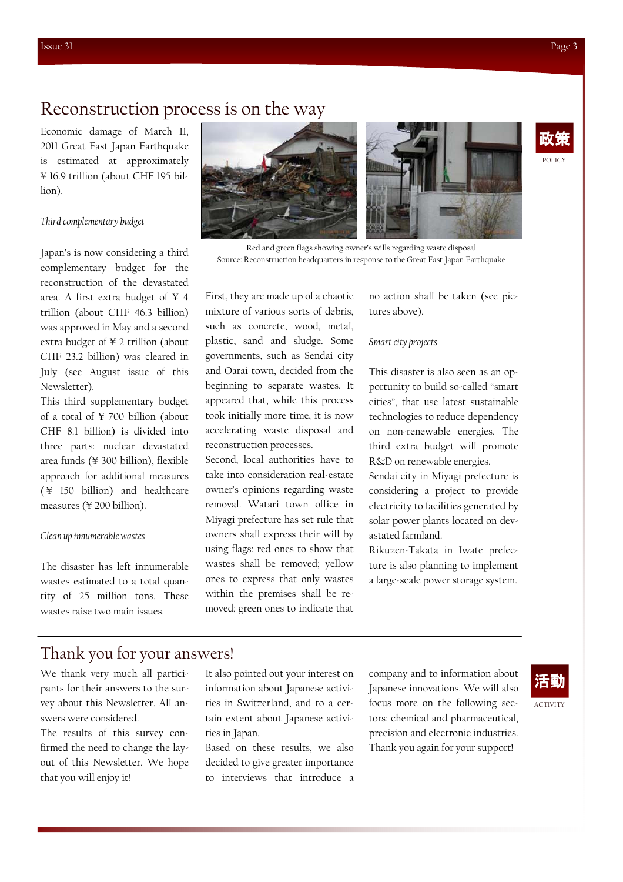## Reconstruction process is on the way

政策
POLICY

Economic damage of March 11, 2011 Great East Japan Earthquake is estimated at approximately ¥ 16.9 trillion (about CHF 195 billion).

*Third complementary budget*

Japan's is now considering a third complementary budget for the reconstruction of the devastated area. A first extra budget of ¥ 4 trillion (about CHF 46.3 billion) was approved in May and a second extra budget of ¥ 2 trillion (about CHF 23.2 billion) was cleared in July (see August issue of this Newsletter).

This third supplementary budget of a total of ¥ 700 billion (about CHF 8.1 billion) is divided into three parts: nuclear devastated area funds (¥ 300 billion), flexible approach for additional measures (¥ 150 billion) and healthcare measures (¥ 200 billion).

*Clean up innumerable wastes*

The disaster has left innumerable wastes estimated to a total quantity of 25 million tons. These wastes raise two main issues.

Red and green flags showing owner's wills regarding waste disposal
Source: Reconstruction headquarters in response to the Great East Japan Earthquake

First, they are made up of a chaotic mixture of various sorts of debris, such as concrete, wood, metal, plastic, sand and sludge. Some governments, such as Sendai city and Oarai town, decided from the beginning to separate wastes. It appeared that, while this process took initially more time, it is now accelerating waste disposal and reconstruction processes.

Second, local authorities have to take into consideration real-estate owner's opinions regarding waste removal. Watari town office in Miyagi prefecture has set rule that owners shall express their will by using flags: red ones to show that wastes shall be removed; yellow ones to express that only wastes within the premises shall be removed; green ones to indicate that no action shall be taken (see pictures above).

*Smart city projects*

This disaster is also seen as an opportunity to build so-called "smart cities", that use latest sustainable technologies to reduce dependency on non-renewable energies. The third extra budget will promote R&D on renewable energies.

Sendai city in Miyagi prefecture is considering a project to provide electricity to facilities generated by solar power plants located on devastated farmland.

Rikuzen-Takata in Iwate prefecture is also planning to implement a large-scale power storage system.

## Thank you for your answers!

活動
ACTIVITY

We thank very much all participants for their answers to the survey about this Newsletter. All answers were considered.

The results of this survey confirmed the need to change the layout of this Newsletter. We hope that you will enjoy it!

It also pointed out your interest on information about Japanese activities in Switzerland, and to a certain extent about Japanese activities in Japan.

Based on these results, we also decided to give greater importance to interviews that introduce a company and to information about Japanese innovations. We will also focus more on the following sectors: chemical and pharmaceutical, precision and electronic industries.

Thank you again for your support!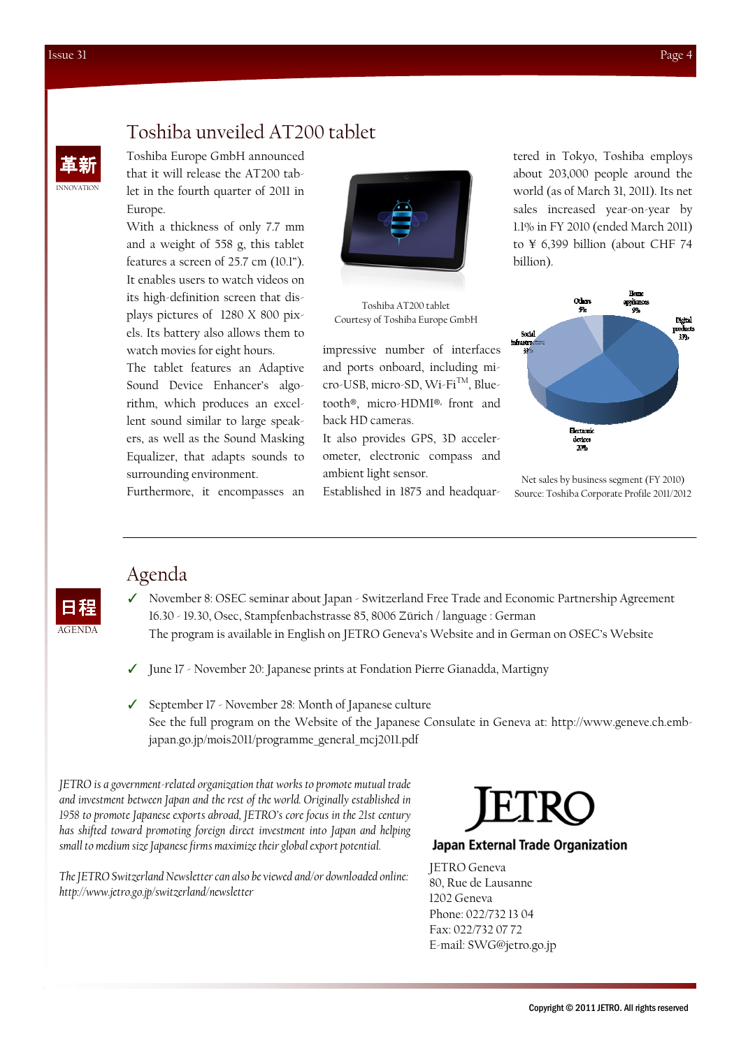# Toshiba unveiled AT200 tablet

革新
INNOVATION

Toshiba Europe GmbH announced that it will release the AT200 tablet in the fourth quarter of 2011 in Europe.

With a thickness of only 7.7 mm and a weight of 558 g, this tablet features a screen of 25.7 cm (10.1"). It enables users to watch videos on its high-definition screen that displays pictures of 1280 X 800 pixels. Its battery also allows them to watch movies for eight hours.

The tablet features an Adaptive Sound Device Enhancer's algorithm, which produces an excellent sound similar to large speakers, as well as the Sound Masking Equalizer, that adapts sounds to surrounding environment.

Furthermore, it encompasses an impressive number of interfaces and ports onboard, including micro-USB, micro-SD, Wi-Fi™, Bluetooth®, micro-HDMI®, front and back HD cameras.

It also provides GPS, 3D accelerometer, electronic compass and ambient light sensor.

Toshiba AT200 tablet
Courtesy of Toshiba Europe GmbH

Established in 1875 and headquartered in Tokyo, Toshiba employs about 203,000 people around the world (as of March 31, 2011). Its net sales increased year-on-year by 1.1% in FY 2010 (ended March 2011) to ¥ 6,399 billion (about CHF 74 billion).

Others 5%
Home appliances 9%
Digital products 33%
Social infrastructure 33%
Electronic devices 20%

Net sales by business segment (FY 2010)
Source: Toshiba Corporate Profile 2011/2012

# Agenda

日程
AGENDA

- ✓ November 8: OSEC seminar about Japan - Switzerland Free Trade and Economic Partnership Agreement
  16.30 - 19.30, Osec, Stampfenbachstrasse 85, 8006 Zürich / language : German
  The program is available in English on JETRO Geneva's Website and in German on OSEC's Website
- ✓ June 17 - November 20: Japanese prints at Fondation Pierre Gianadda, Martigny
- ✓ September 17 - November 28: Month of Japanese culture
  See the full program on the Website of the Japanese Consulate in Geneva at: http://www.geneve.ch.emb-japan.go.jp/mois2011/programme_general_mcj2011.pdf

*JETRO is a government-related organization that works to promote mutual trade and investment between Japan and the rest of the world. Originally established in 1958 to promote Japanese exports abroad, JETRO's core focus in the 21st century has shifted toward promoting foreign direct investment into Japan and helping small to medium size Japanese firms maximize their global export potential.*

*The JETRO Switzerland Newsletter can also be viewed and/or downloaded online: http://www.jetro.go.jp/switzerland/newsletter*

JETRO
Japan External Trade Organization

JETRO Geneva
80, Rue de Lausanne
1202 Geneva
Phone: 022/732 13 04
Fax: 022/732 07 72
E-mail: SWG@jetro.go.jp

Copyright © 2011 JETRO. All rights reserved